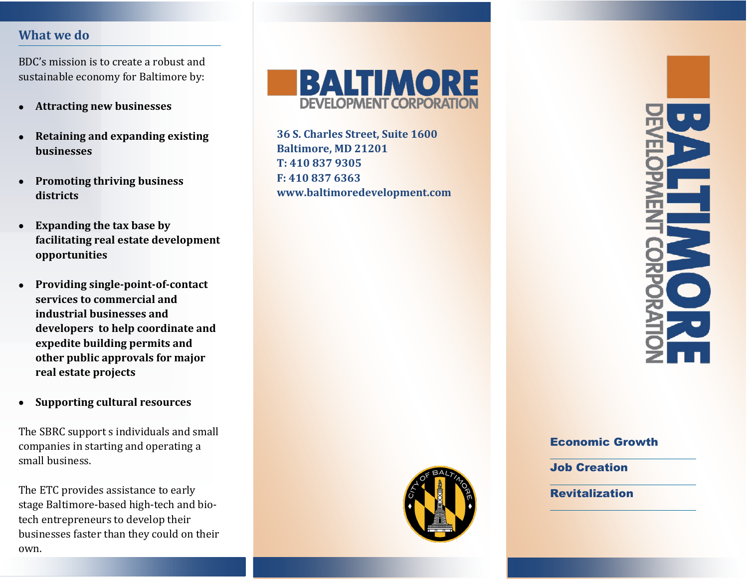## What we do

BDC's mission is to create a robust and sustainable economy for Baltimore by:

- **Attracting new businesses**
- **Retaining and expanding existing businesses**
- **Promoting thriving business districts**
- **Expanding the tax base by facilitating real estate development opportunities**
- **Providing single-point-of-contact services to commercial and industrial businesses and developers to help coordinate and expedite building permits and other public approvals for major real estate projects**
- **Supporting cultural resources**

The SBRC support s individuals and small companies in starting and operating a small business.

The ETC provides assistance to early stage Baltimore-based high-tech and bio-tech entrepreneurs to develop their businesses faster than they could on their own.

# BALTIMORE DEVELOPMENT CORPORATION

**36 S. Charles Street, Suite 1600**
**Baltimore, MD 21201**
**T: 410 837 9305**
**F: 410 837 6363**
**www.baltimoredevelopment.com**

CITY OF BALTIMORE

# BALTIMORE DEVELOPMENT CORPORATION

**Economic Growth**

**Job Creation**

**Revitalization**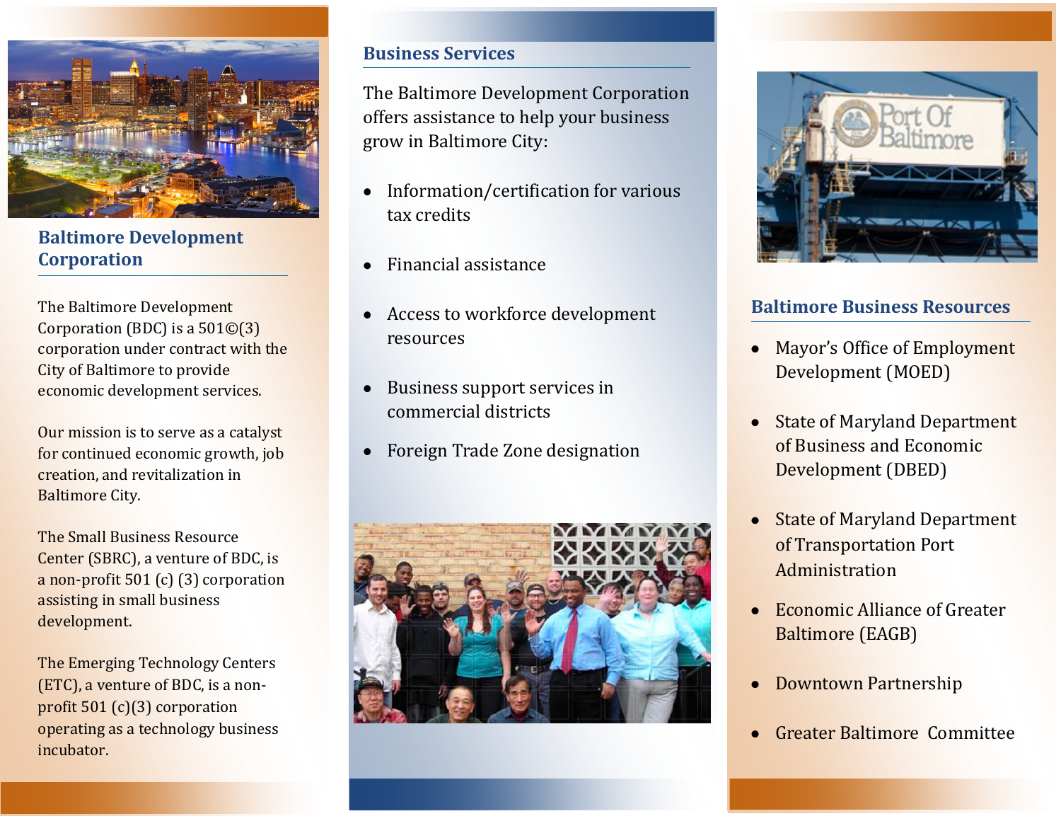## Baltimore Development Corporation

The Baltimore Development Corporation (BDC) is a 501©(3) corporation under contract with the City of Baltimore to provide economic development services.

Our mission is to serve as a catalyst for continued economic growth, job creation, and revitalization in Baltimore City.

The Small Business Resource Center (SBRC), a venture of BDC, is a non-profit 501 (c) (3) corporation assisting in small business development.

The Emerging Technology Centers (ETC), a venture of BDC, is a non-profit 501 (c)(3) corporation operating as a technology business incubator.

## Business Services

The Baltimore Development Corporation offers assistance to help your business grow in Baltimore City:

- Information/certification for various tax credits
- Financial assistance
- Access to workforce development resources
- Business support services in commercial districts
- Foreign Trade Zone designation

## Baltimore Business Resources

- Mayor's Office of Employment Development (MOED)
- State of Maryland Department of Business and Economic Development (DBED)
- State of Maryland Department of Transportation Port Administration
- Economic Alliance of Greater Baltimore (EAGB)
- Downtown Partnership
- Greater Baltimore Committee